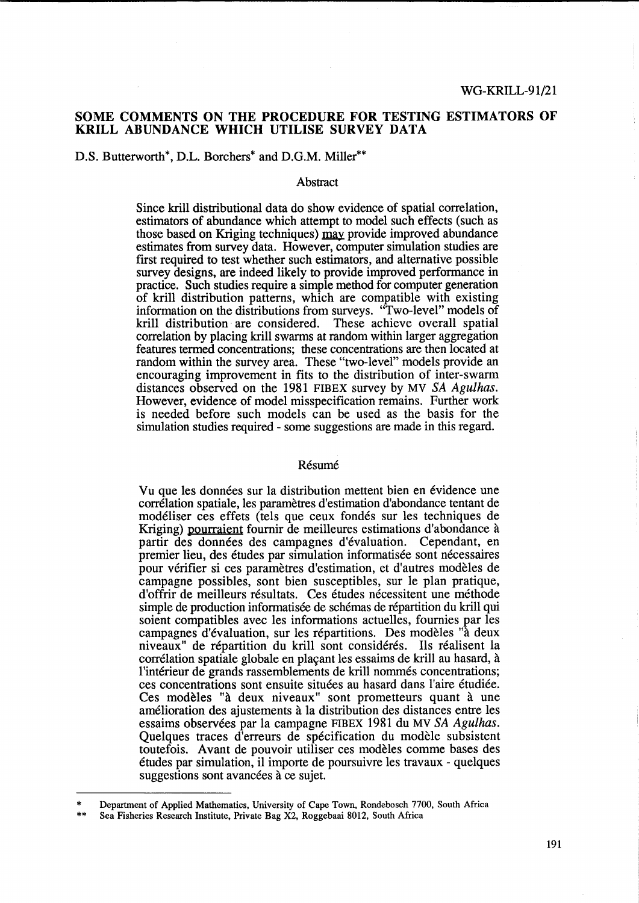WG-KRILL-91/21

# SOME COMMENTS ON THE PROCEDURE FOR TESTING ESTIMATORS OF KRILL ABUNDANCE WHICH UTILISE SURVEY DATA

D.S. Butterworth*, D.L. Borchers* and D.G.M. Miller**

## Abstract

Since krill distributional data do show evidence of spatial correlation, estimators of abundance which attempt to model such effects (such as those based on Kriging techniques) may provide improved abundance estimates from survey data. However, computer simulation studies are first required to test whether such estimators, and alternative possible survey designs, are indeed likely to provide improved performance in practice. Such studies require a simple method for computer generation of krill distribution patterns, which are compatible with existing information on the distributions from surveys. "Two-level" models of krill distribution are considered. These achieve overall spatial correlation by placing krill swarms at random within larger aggregation features termed concentrations; these concentrations are then located at random within the survey area. These "two-level" models provide an encouraging improvement in fits to the distribution of inter-swarm distances observed on the 1981 FIBEX survey by MV *SA Agulhas*. However, evidence of model misspecification remains. Further work is needed before such models can be used as the basis for the simulation studies required - some suggestions are made in this regard.

## Résumé

Vu que les données sur la distribution mettent bien en évidence une corrélation spatiale, les paramètres d'estimation d'abondance tentant de modéliser ces effets (tels que ceux fondés sur les techniques de Kriging) pourraient fournir de meilleures estimations d'abondance à partir des données des campagnes d'évaluation. Cependant, en premier lieu, des études par simulation informatisée sont nécessaires pour vérifier si ces paramètres d'estimation, et d'autres modèles de campagne possibles, sont bien susceptibles, sur le plan pratique, d'offrir de meilleurs résultats. Ces études nécessitent une méthode simple de production informatisée de schémas de répartition du krill qui soient compatibles avec les informations actuelles, fournies par les campagnes d'évaluation, sur les répartitions. Des modèles "à deux niveaux" de répartition du krill sont considérés. Ils réalisent la corrélation spatiale globale en plaçant les essaims de krill au hasard, à l'intérieur de grands rassemblements de krill nommés concentrations; ces concentrations sont ensuite situées au hasard dans l'aire étudiée. Ces modèles "à deux niveaux" sont prometteurs quant à une amélioration des ajustements à la distribution des distances entre les essaims observées par la campagne FIBEX 1981 du MV *SA Agulhas*. Quelques traces d'erreurs de spécification du modèle subsistent toutefois. Avant de pouvoir utiliser ces modèles comme bases des études par simulation, il importe de poursuivre les travaux - quelques suggestions sont avancées à ce sujet.

---

\* Department of Applied Mathematics, University of Cape Town, Rondebosch 7700, South Africa

\*\* Sea Fisheries Research Institute, Private Bag X2, Roggebaai 8012, South Africa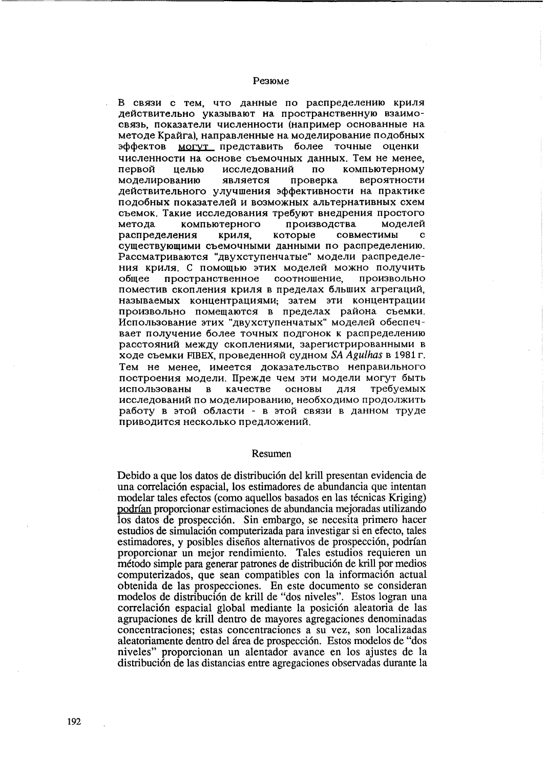## Резюме

В связи с тем, что данные по распределению криля действительно указывают на пространственную взаимосвязь, показатели численности (например основанные на методе Крайга), направленные на моделирование подобных эффектов могут представить более точные оценки численности на основе съемочных данных. Тем не менее, первой целью исследований по компьютерному моделированию является проверка вероятности действительного улучшения эффективности на практике подобных показателей и возможных альтернативных схем съемок. Такие исследования требуют внедрения простого метода компьютерного производства моделей распределения криля, которые совместимы с существующими съемочными данными по распределению. Рассматриваются "двухступенчатые" модели распределения криля. С помощью этих моделей можно получить общее пространственное соотношение, произвольно поместив скопления криля в пределах бо́льших агрегаций, называемых концентрациями; затем эти концентрации произвольно помещаются в пределах района съемки. Использование этих "двухступенчатых" моделей обеспечивает получение более точных подгонок к распределению расстояний между скоплениями, зарегистрированными в ходе съемки FIBEX, проведенной судном *SA Agulhas* в 1981 г. Тем не менее, имеется доказательство неправильного построения модели. Прежде чем эти модели могут быть использованы в качестве основы для требуемых исследований по моделированию, необходимо продолжить работу в этой области - в этой связи в данном труде приводится несколько предложений.

## Resumen

Debido a que los datos de distribución del krill presentan evidencia de una correlación espacial, los estimadores de abundancia que intentan modelar tales efectos (como aquellos basados en las técnicas Kriging) podrían proporcionar estimaciones de abundancia mejoradas utilizando los datos de prospección. Sin embargo, se necesita primero hacer estudios de simulación computerizada para investigar si en efecto, tales estimadores, y posibles diseños alternativos de prospección, podrían proporcionar un mejor rendimiento. Tales estudios requieren un método simple para generar patrones de distribución de krill por medios computerizados, que sean compatibles con la información actual obtenida de las prospecciones. En este documento se consideran modelos de distribución de krill de "dos niveles". Estos logran una correlación espacial global mediante la posición aleatoria de las agrupaciones de krill dentro de mayores agregaciones denominadas concentraciones; estas concentraciones a su vez, son localizadas aleatoriamente dentro del área de prospección. Estos modelos de "dos niveles" proporcionan un alentador avance en los ajustes de la distribución de las distancias entre agregaciones observadas durante la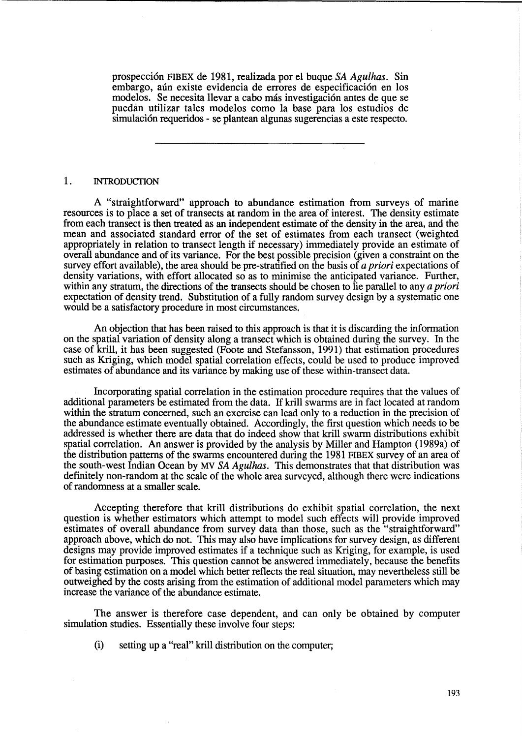prospección FIBEX de 1981, realizada por el buque *SA Agulhas*. Sin embargo, aún existe evidencia de errores de especificación en los modelos. Se necesita llevar a cabo más investigación antes de que se puedan utilizar tales modelos como la base para los estudios de simulación requeridos - se plantean algunas sugerencias a este respecto.

---

## 1. INTRODUCTION

A "straightforward" approach to abundance estimation from surveys of marine resources is to place a set of transects at random in the area of interest. The density estimate from each transect is then treated as an independent estimate of the density in the area, and the mean and associated standard error of the set of estimates from each transect (weighted appropriately in relation to transect length if necessary) immediately provide an estimate of overall abundance and of its variance. For the best possible precision (given a constraint on the survey effort available), the area should be pre-stratified on the basis of *a priori* expectations of density variations, with effort allocated so as to minimise the anticipated variance. Further, within any stratum, the directions of the transects should be chosen to lie parallel to any *a priori* expectation of density trend. Substitution of a fully random survey design by a systematic one would be a satisfactory procedure in most circumstances.

An objection that has been raised to this approach is that it is discarding the information on the spatial variation of density along a transect which is obtained during the survey. In the case of krill, it has been suggested (Foote and Stefansson, 1991) that estimation procedures such as Kriging, which model spatial correlation effects, could be used to produce improved estimates of abundance and its variance by making use of these within-transect data.

Incorporating spatial correlation in the estimation procedure requires that the values of additional parameters be estimated from the data. If krill swarms are in fact located at random within the stratum concerned, such an exercise can lead only to a reduction in the precision of the abundance estimate eventually obtained. Accordingly, the first question which needs to be addressed is whether there are data that do indeed show that krill swarm distributions exhibit spatial correlation. An answer is provided by the analysis by Miller and Hampton (1989a) of the distribution patterns of the swarms encountered during the 1981 FIBEX survey of an area of the south-west Indian Ocean by MV *SA Agulhas*. This demonstrates that that distribution was definitely non-random at the scale of the whole area surveyed, although there were indications of randomness at a smaller scale.

Accepting therefore that krill distributions do exhibit spatial correlation, the next question is whether estimators which attempt to model such effects will provide improved estimates of overall abundance from survey data than those, such as the "straightforward" approach above, which do not. This may also have implications for survey design, as different designs may provide improved estimates if a technique such as Kriging, for example, is used for estimation purposes. This question cannot be answered immediately, because the benefits of basing estimation on a model which better reflects the real situation, may nevertheless still be outweighed by the costs arising from the estimation of additional model parameters which may increase the variance of the abundance estimate.

The answer is therefore case dependent, and can only be obtained by computer simulation studies. Essentially these involve four steps:

(i) setting up a "real" krill distribution on the computer;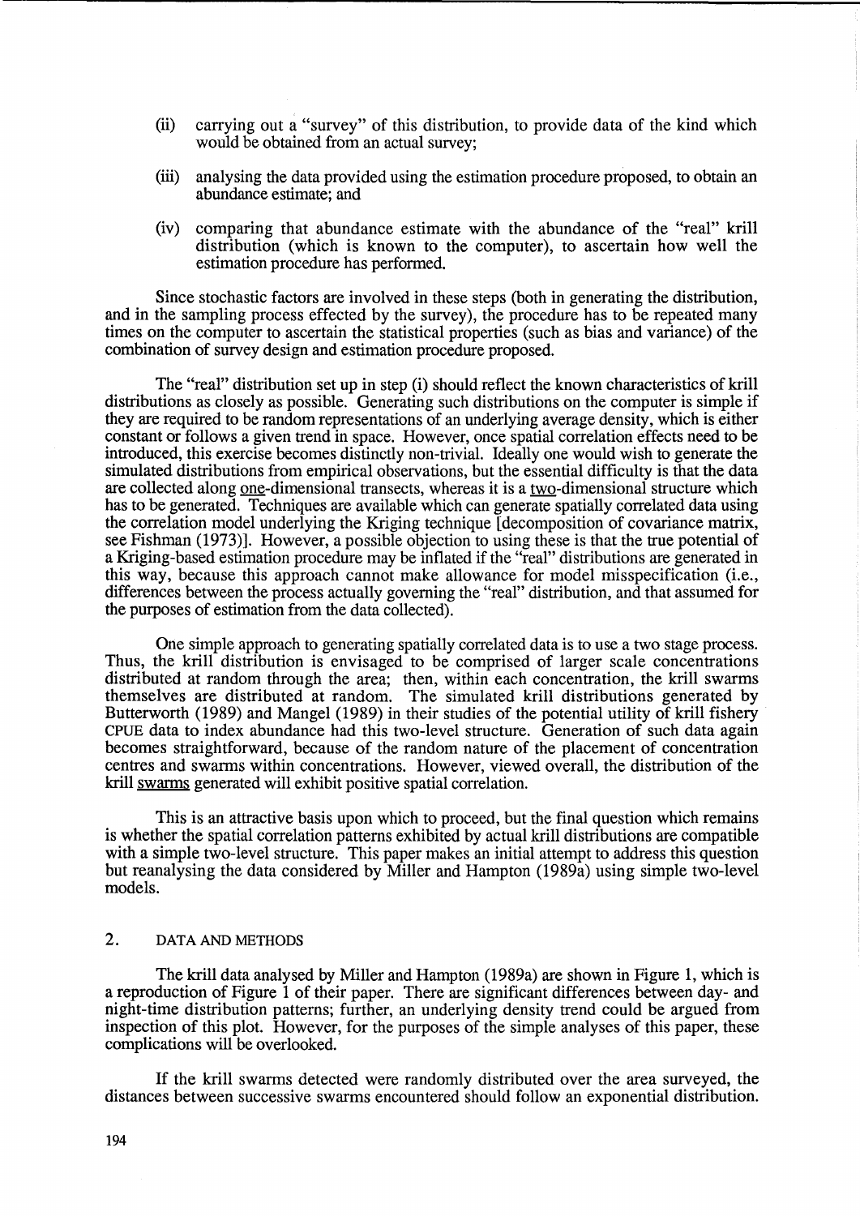(ii) carrying out a "survey" of this distribution, to provide data of the kind which would be obtained from an actual survey;

(iii) analysing the data provided using the estimation procedure proposed, to obtain an abundance estimate; and

(iv) comparing that abundance estimate with the abundance of the "real" krill distribution (which is known to the computer), to ascertain how well the estimation procedure has performed.

Since stochastic factors are involved in these steps (both in generating the distribution, and in the sampling process effected by the survey), the procedure has to be repeated many times on the computer to ascertain the statistical properties (such as bias and variance) of the combination of survey design and estimation procedure proposed.

The "real" distribution set up in step (i) should reflect the known characteristics of krill distributions as closely as possible. Generating such distributions on the computer is simple if they are required to be random representations of an underlying average density, which is either constant or follows a given trend in space. However, once spatial correlation effects need to be introduced, this exercise becomes distinctly non-trivial. Ideally one would wish to generate the simulated distributions from empirical observations, but the essential difficulty is that the data are collected along one-dimensional transects, whereas it is a two-dimensional structure which has to be generated. Techniques are available which can generate spatially correlated data using the correlation model underlying the Kriging technique [decomposition of covariance matrix, see Fishman (1973)]. However, a possible objection to using these is that the true potential of a Kriging-based estimation procedure may be inflated if the "real" distributions are generated in this way, because this approach cannot make allowance for model misspecification (i.e., differences between the process actually governing the "real" distribution, and that assumed for the purposes of estimation from the data collected).

One simple approach to generating spatially correlated data is to use a two stage process. Thus, the krill distribution is envisaged to be comprised of larger scale concentrations distributed at random through the area; then, within each concentration, the krill swarms themselves are distributed at random. The simulated krill distributions generated by Butterworth (1989) and Mangel (1989) in their studies of the potential utility of krill fishery CPUE data to index abundance had this two-level structure. Generation of such data again becomes straightforward, because of the random nature of the placement of concentration centres and swarms within concentrations. However, viewed overall, the distribution of the krill swarms generated will exhibit positive spatial correlation.

This is an attractive basis upon which to proceed, but the final question which remains is whether the spatial correlation patterns exhibited by actual krill distributions are compatible with a simple two-level structure. This paper makes an initial attempt to address this question but reanalysing the data considered by Miller and Hampton (1989a) using simple two-level models.

## 2. DATA AND METHODS

The krill data analysed by Miller and Hampton (1989a) are shown in Figure 1, which is a reproduction of Figure 1 of their paper. There are significant differences between day- and night-time distribution patterns; further, an underlying density trend could be argued from inspection of this plot. However, for the purposes of the simple analyses of this paper, these complications will be overlooked.

If the krill swarms detected were randomly distributed over the area surveyed, the distances between successive swarms encountered should follow an exponential distribution.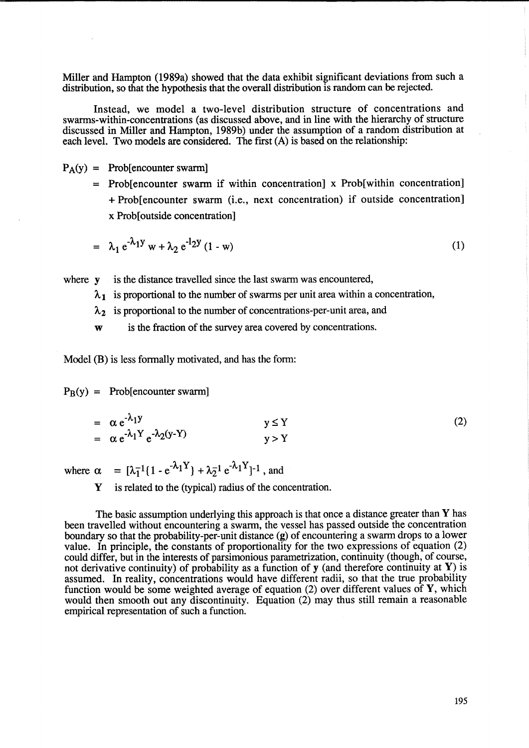Miller and Hampton (1989a) showed that the data exhibit significant deviations from such a distribution, so that the hypothesis that the overall distribution is random can be rejected.

Instead, we model a two-level distribution structure of concentrations and swarms-within-concentrations (as discussed above, and in line with the hierarchy of structure discussed in Miller and Hampton, 1989b) under the assumption of a random distribution at each level. Two models are considered. The first (A) is based on the relationship:

$P_A(y)$ = Prob[encounter swarm]

= Prob[encounter swarm if within concentration] x Prob[within concentration] + Prob[encounter swarm (i.e., next concentration) if outside concentration] x Prob[outside concentration]

$$= \lambda_1 e^{-\lambda_1 y} w + \lambda_2 e^{-l_2 y} (1 - w) \qquad (1)$$

where **y** is the distance travelled since the last swarm was encountered,

$\lambda_1$ is proportional to the number of swarms per unit area within a concentration,

$\lambda_2$ is proportional to the number of concentrations-per-unit area, and

**w** is the fraction of the survey area covered by concentrations.

Model (B) is less formally motivated, and has the form:

$P_B(y)$ = Prob[encounter swarm]

$$= \alpha e^{-\lambda_1 y} \qquad y \leq Y \qquad (2)$$

$$= \alpha e^{-\lambda_1 Y} e^{-\lambda_2 (y-Y)} \qquad y > Y$$

where $\alpha = [\lambda_1^{-1}\{1 - e^{-\lambda_1 Y}\} + \lambda_2^{-1} e^{-\lambda_1 Y}]^{-1}$, and

**Y** is related to the (typical) radius of the concentration.

The basic assumption underlying this approach is that once a distance greater than **Y** has been travelled without encountering a swarm, the vessel has passed outside the concentration boundary so that the probability-per-unit distance (**g**) of encountering a swarm drops to a lower value. In principle, the constants of proportionality for the two expressions of equation (2) could differ, but in the interests of parsimonious parametrization, continuity (though, of course, not derivative continuity) of probability as a function of **y** (and therefore continuity at **Y**) is assumed. In reality, concentrations would have different radii, so that the true probability function would be some weighted average of equation (2) over different values of **Y**, which would then smooth out any discontinuity. Equation (2) may thus still remain a reasonable empirical representation of such a function.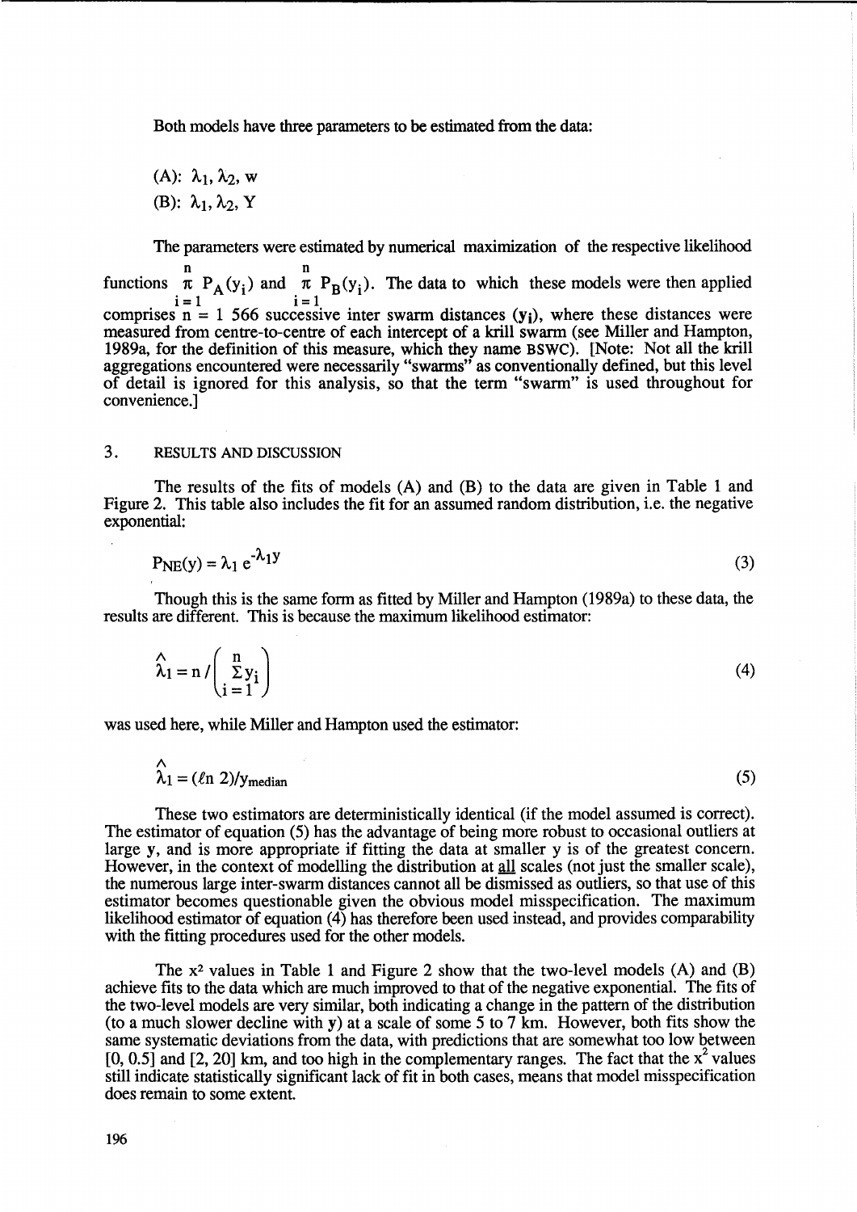Both models have three parameters to be estimated from the data:

(A): $\lambda_1, \lambda_2, w$

(B): $\lambda_1, \lambda_2, Y$

The parameters were estimated by numerical maximization of the respective likelihood functions $\prod_{i=1}^{n} P_A(y_i)$ and $\prod_{i=1}^{n} P_B(y_i)$. The data to which these models were then applied comprises n = 1 566 successive inter swarm distances ($y_i$), where these distances were measured from centre-to-centre of each intercept of a krill swarm (see Miller and Hampton, 1989a, for the definition of this measure, which they name BSWC). [Note: Not all the krill aggregations encountered were necessarily "swarms" as conventionally defined, but this level of detail is ignored for this analysis, so that the term "swarm" is used throughout for convenience.]

## 3. RESULTS AND DISCUSSION

The results of the fits of models (A) and (B) to the data are given in Table 1 and Figure 2. This table also includes the fit for an assumed random distribution, i.e. the negative exponential:

$$P_{NE}(y) = \lambda_1 e^{-\lambda_1 y} \tag{3}$$

Though this is the same form as fitted by Miller and Hampton (1989a) to these data, the results are different. This is because the maximum likelihood estimator:

$$\hat{\lambda}_1 = n \Big/ \left( \sum_{i=1}^{n} y_i \right) \tag{4}$$

was used here, while Miller and Hampton used the estimator:

$$\hat{\lambda}_1 = (\ell n\ 2)/y_{median} \tag{5}$$

These two estimators are deterministically identical (if the model assumed is correct). The estimator of equation (5) has the advantage of being more robust to occasional outliers at large y, and is more appropriate if fitting the data at smaller y is of the greatest concern. However, in the context of modelling the distribution at <u>all</u> scales (not just the smaller scale), the numerous large inter-swarm distances cannot all be dismissed as outliers, so that use of this estimator becomes questionable given the obvious model misspecification. The maximum likelihood estimator of equation (4) has therefore been used instead, and provides comparability with the fitting procedures used for the other models.

The $x^2$ values in Table 1 and Figure 2 show that the two-level models (A) and (B) achieve fits to the data which are much improved to that of the negative exponential. The fits of the two-level models are very similar, both indicating a change in the pattern of the distribution (to a much slower decline with y) at a scale of some 5 to 7 km. However, both fits show the same systematic deviations from the data, with predictions that are somewhat too low between [0, 0.5] and [2, 20] km, and too high in the complementary ranges. The fact that the $x^2$ values still indicate statistically significant lack of fit in both cases, means that model misspecification does remain to some extent.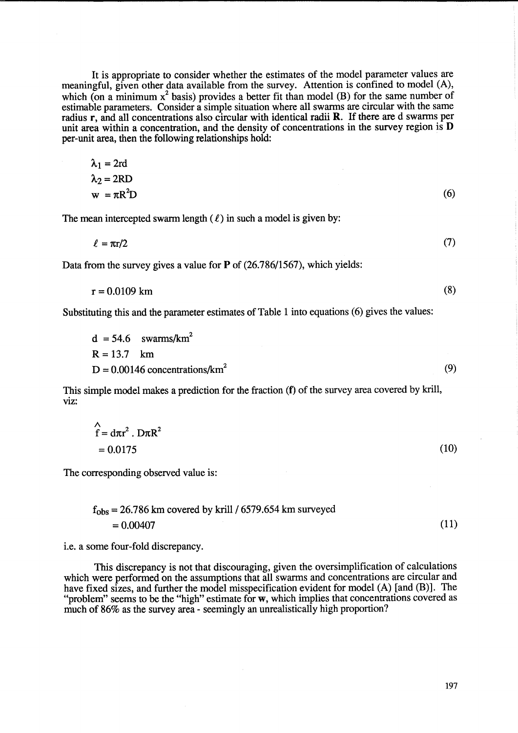It is appropriate to consider whether the estimates of the model parameter values are meaningful, given other data available from the survey. Attention is confined to model (A), which (on a minimum $x^2$ basis) provides a better fit than model (B) for the same number of estimable parameters. Consider a simple situation where all swarms are circular with the same radius **r**, and all concentrations also circular with identical radii **R**. If there are d swarms per unit area within a concentration, and the density of concentrations in the survey region is **D** per-unit area, then the following relationships hold:

$$
\begin{aligned}
\lambda_1 &= 2rd \\
\lambda_2 &= 2RD \\
w &= \pi R^2 D
\end{aligned}
\tag{6}
$$

The mean intercepted swarm length ($\ell$) in such a model is given by:

$$\ell = \pi r/2 \tag{7}$$

Data from the survey gives a value for **P** of (26.786/1567), which yields:

$$r = 0.0109 \text{ km} \tag{8}$$

Substituting this and the parameter estimates of Table 1 into equations (6) gives the values:

$$
\begin{aligned}
d &= 54.6 \quad \text{swarms/km}^2 \\
R &= 13.7 \quad \text{km} \\
D &= 0.00146 \text{ concentrations/km}^2
\end{aligned}
\tag{9}
$$

This simple model makes a prediction for the fraction (**f**) of the survey area covered by krill, viz:

$$
\begin{aligned}
\hat{f} &= d\pi r^2 \,.\, D\pi R^2 \\
&= 0.0175
\end{aligned}
\tag{10}
$$

The corresponding observed value is:

$$
\begin{aligned}
f_{obs} &= 26.786 \text{ km covered by krill} / 6579.654 \text{ km surveyed} \\
&= 0.00407
\end{aligned}
\tag{11}
$$

i.e. a some four-fold discrepancy.

This discrepancy is not that discouraging, given the oversimplification of calculations which were performed on the assumptions that all swarms and concentrations are circular and have fixed sizes, and further the model misspecification evident for model (A) [and (B)]. The "problem" seems to be the "high" estimate for **w**, which implies that concentrations covered as much of 86% as the survey area - seemingly an unrealistically high proportion?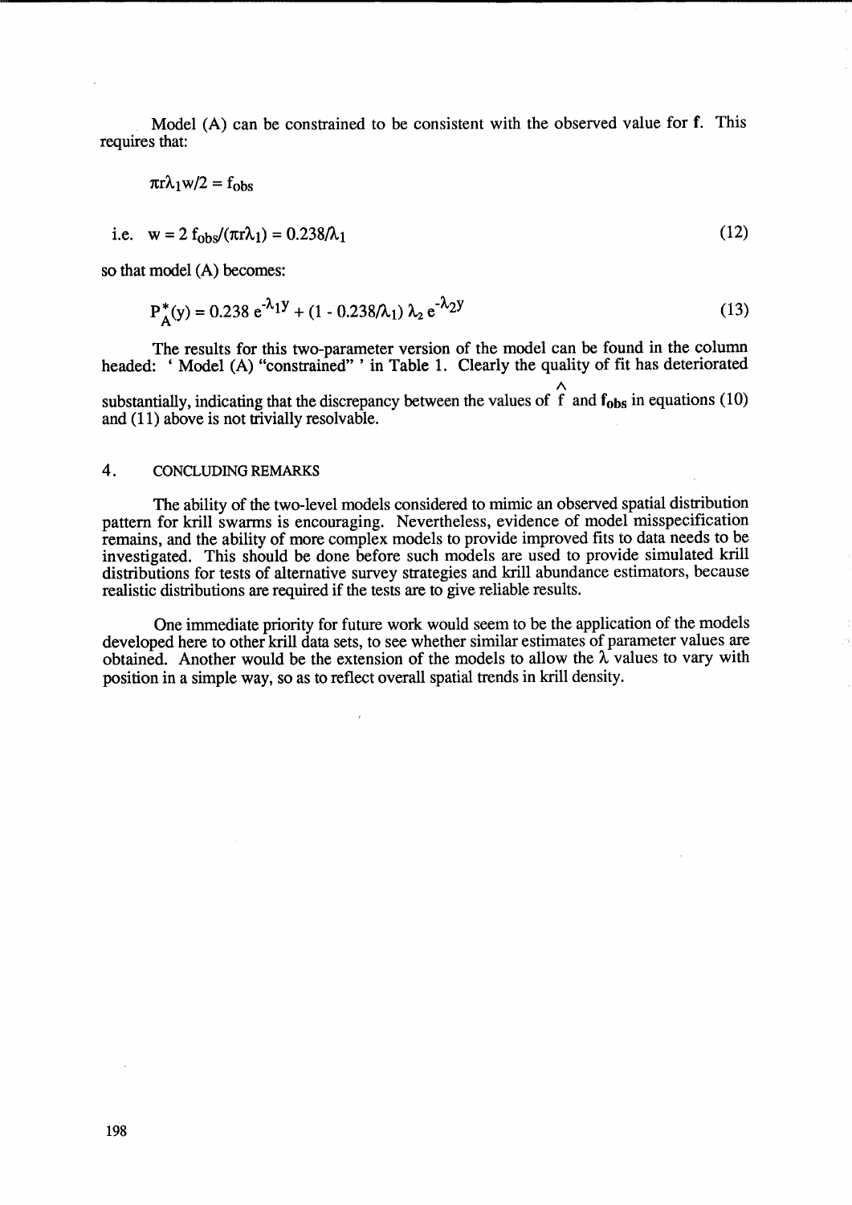Model (A) can be constrained to be consistent with the observed value for **f**. This requires that:

$$\pi r \lambda_1 w/2 = f_{obs}$$

$$\text{i.e.} \quad w = 2\, f_{obs}/(\pi r \lambda_1) = 0.238/\lambda_1 \tag{12}$$

so that model (A) becomes:

$$P_A^*(y) = 0.238\, e^{-\lambda_1 y} + (1 - 0.238/\lambda_1)\, \lambda_2\, e^{-\lambda_2 y} \tag{13}$$

The results for this two-parameter version of the model can be found in the column headed: ' Model (A) "constrained" ' in Table 1. Clearly the quality of fit has deteriorated substantially, indicating that the discrepancy between the values of $\hat{f}$ and $\mathbf{f_{obs}}$ in equations (10) and (11) above is not trivially resolvable.

## 4. CONCLUDING REMARKS

The ability of the two-level models considered to mimic an observed spatial distribution pattern for krill swarms is encouraging. Nevertheless, evidence of model misspecification remains, and the ability of more complex models to provide improved fits to data needs to be investigated. This should be done before such models are used to provide simulated krill distributions for tests of alternative survey strategies and krill abundance estimators, because realistic distributions are required if the tests are to give reliable results.

One immediate priority for future work would seem to be the application of the models developed here to other krill data sets, to see whether similar estimates of parameter values are obtained. Another would be the extension of the models to allow the $\lambda$ values to vary with position in a simple way, so as to reflect overall spatial trends in krill density.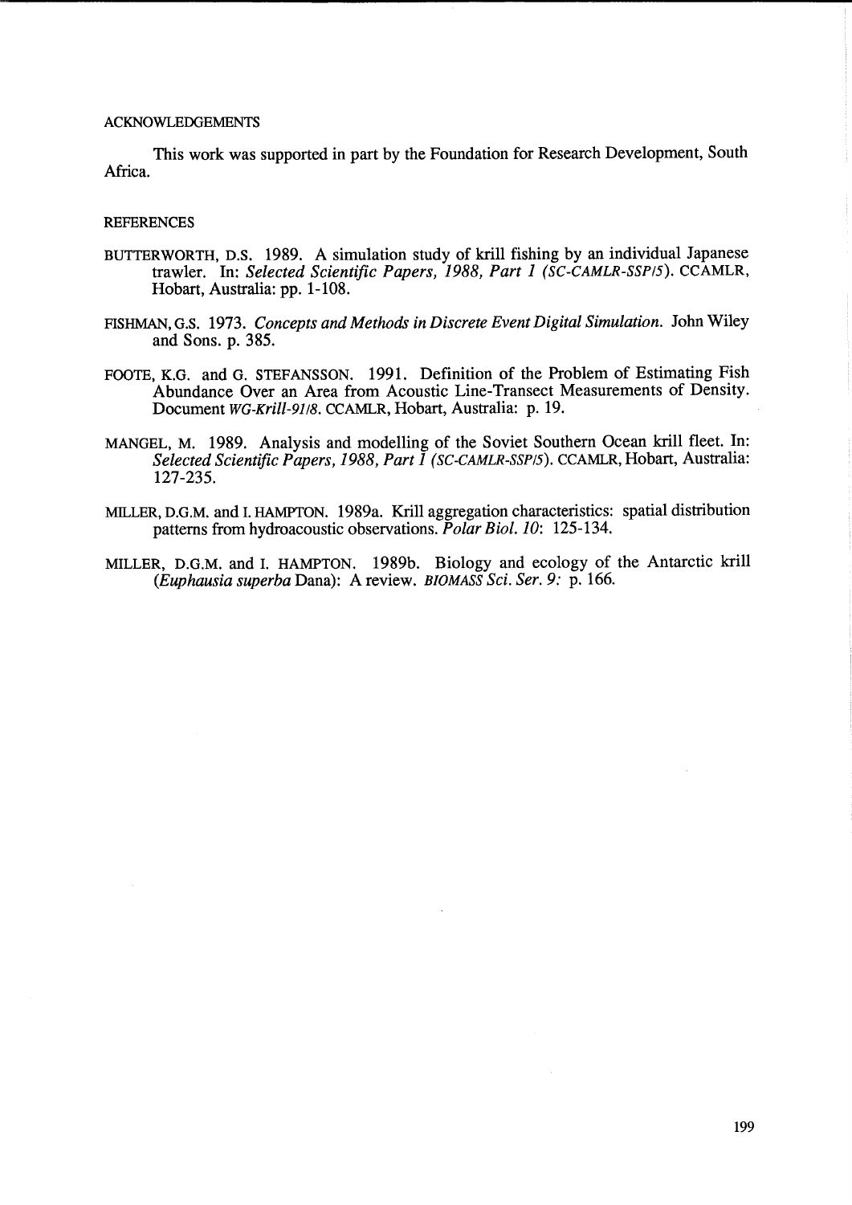## ACKNOWLEDGEMENTS

This work was supported in part by the Foundation for Research Development, South Africa.

## REFERENCES

BUTTERWORTH, D.S. 1989. A simulation study of krill fishing by an individual Japanese trawler. In: *Selected Scientific Papers, 1988, Part 1 (SC-CAMLR-SSP/5)*. CCAMLR, Hobart, Australia: pp. 1-108.

FISHMAN, G.S. 1973. *Concepts and Methods in Discrete Event Digital Simulation*. John Wiley and Sons. p. 385.

FOOTE, K.G. and G. STEFANSSON. 1991. Definition of the Problem of Estimating Fish Abundance Over an Area from Acoustic Line-Transect Measurements of Density. Document *WG-Krill-91/8*. CCAMLR, Hobart, Australia: p. 19.

MANGEL, M. 1989. Analysis and modelling of the Soviet Southern Ocean krill fleet. In: *Selected Scientific Papers, 1988, Part 1 (SC-CAMLR-SSP/5)*. CCAMLR, Hobart, Australia: 127-235.

MILLER, D.G.M. and I. HAMPTON. 1989a. Krill aggregation characteristics: spatial distribution patterns from hydroacoustic observations. *Polar Biol. 10*: 125-134.

MILLER, D.G.M. and I. HAMPTON. 1989b. Biology and ecology of the Antarctic krill (*Euphausia superba* Dana): A review. *BIOMASS Sci. Ser. 9:* p. 166.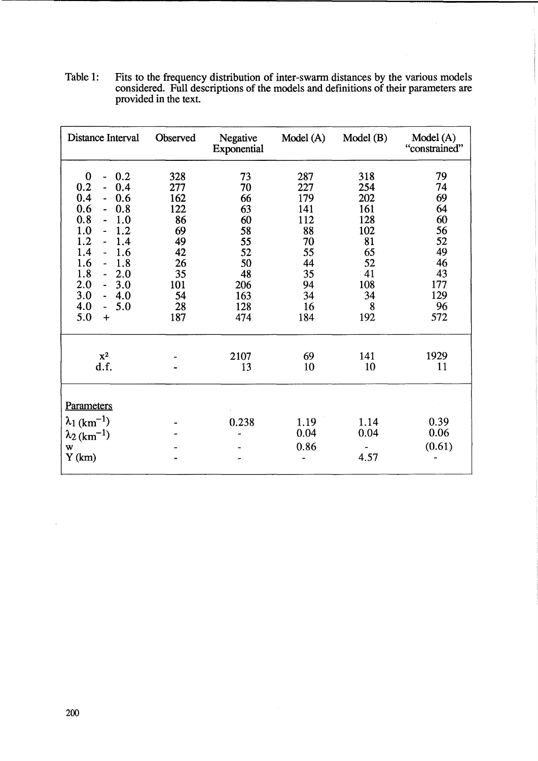Table 1: Fits to the frequency distribution of inter-swarm distances by the various models considered. Full descriptions of the models and definitions of their parameters are provided in the text.

| Distance Interval | Observed | Negative Exponential | Model (A) | Model (B) | Model (A) "constrained" |
|---|---|---|---|---|---|
| 0 - 0.2 | 328 | 73 | 287 | 318 | 79 |
| 0.2 - 0.4 | 277 | 70 | 227 | 254 | 74 |
| 0.4 - 0.6 | 162 | 66 | 179 | 202 | 69 |
| 0.6 - 0.8 | 122 | 63 | 141 | 161 | 64 |
| 0.8 - 1.0 | 86 | 60 | 112 | 128 | 60 |
| 1.0 - 1.2 | 69 | 58 | 88 | 102 | 56 |
| 1.2 - 1.4 | 49 | 55 | 70 | 81 | 52 |
| 1.4 - 1.6 | 42 | 52 | 55 | 65 | 49 |
| 1.6 - 1.8 | 26 | 50 | 44 | 52 | 46 |
| 1.8 - 2.0 | 35 | 48 | 35 | 41 | 43 |
| 2.0 - 3.0 | 101 | 206 | 94 | 108 | 177 |
| 3.0 - 4.0 | 54 | 163 | 34 | 34 | 129 |
| 4.0 - 5.0 | 28 | 128 | 16 | 8 | 96 |
| 5.0 + | 187 | 474 | 184 | 192 | 572 |
| $x^2$ | - | 2107 | 69 | 141 | 1929 |
| d.f. | - | 13 | 10 | 10 | 11 |
| Parameters | | | | | |
| $\lambda_1$ (km$^{-1}$) | - | 0.238 | 1.19 | 1.14 | 0.39 |
| $\lambda_2$ (km$^{-1}$) | - | - | 0.04 | 0.04 | 0.06 |
| w | - | - | 0.86 | - | (0.61) |
| Y (km) | - | - | - | 4.57 | - |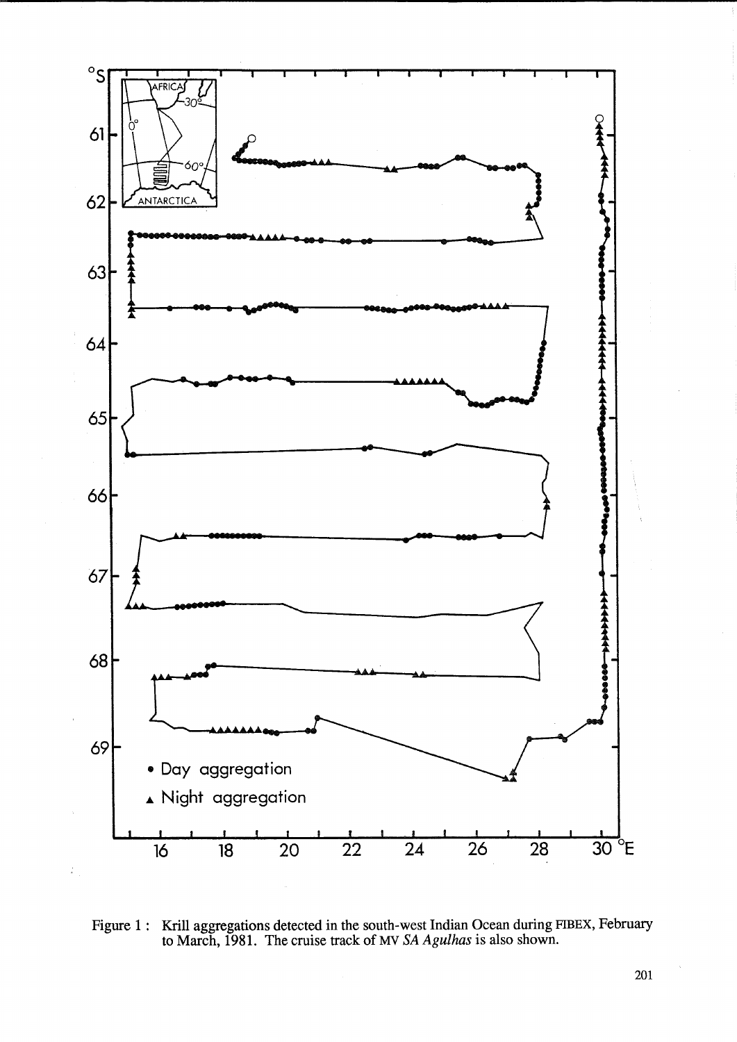Figure 1 : Krill aggregations detected in the south-west Indian Ocean during FIBEX, February to March, 1981. The cruise track of MV *SA Agulhas* is also shown.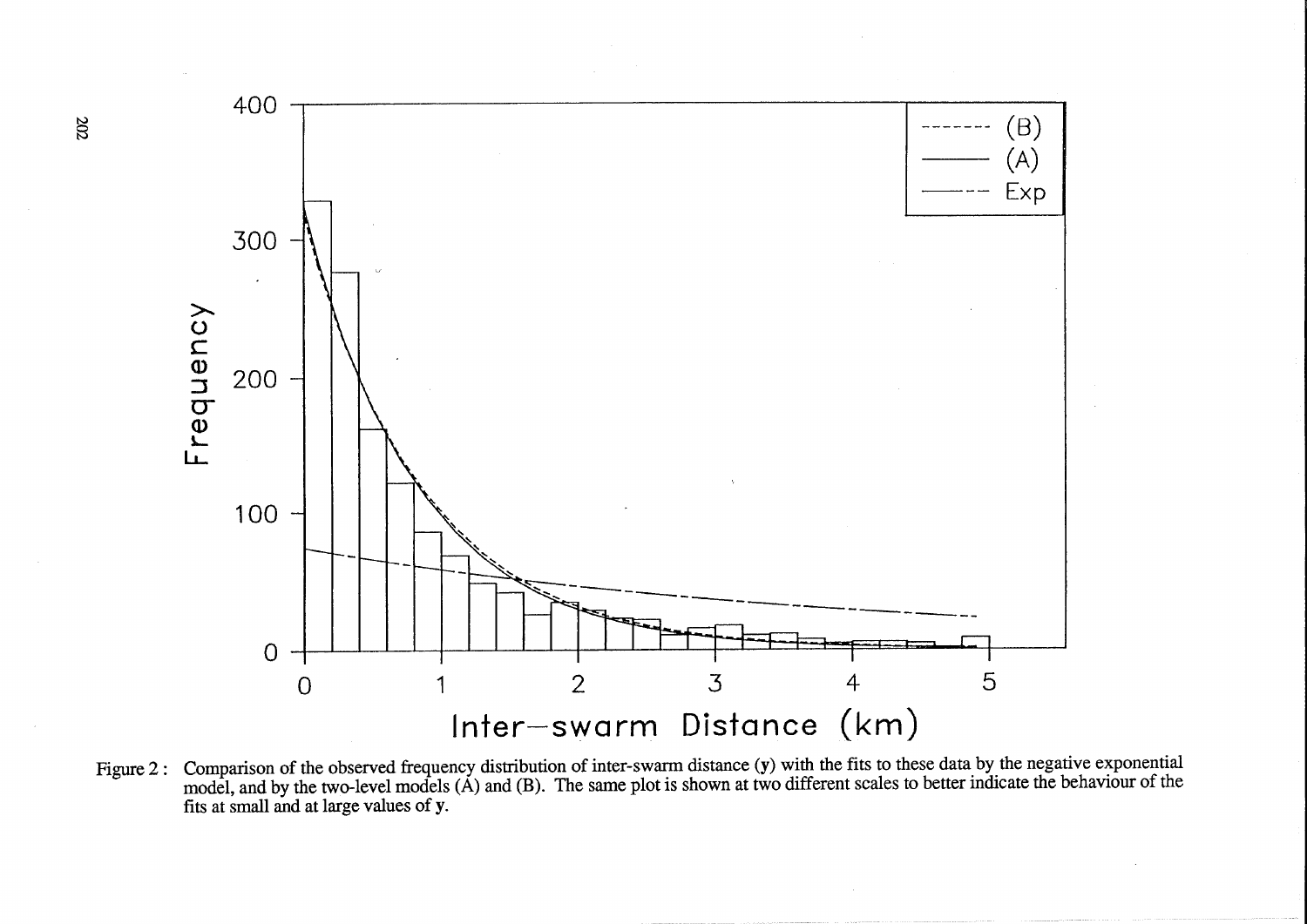Figure 2 : Comparison of the observed frequency distribution of inter-swarm distance (**y**) with the fits to these data by the negative exponential model, and by the two-level models (A) and (B). The same plot is shown at two different scales to better indicate the behaviour of the fits at small and at large values of **y**.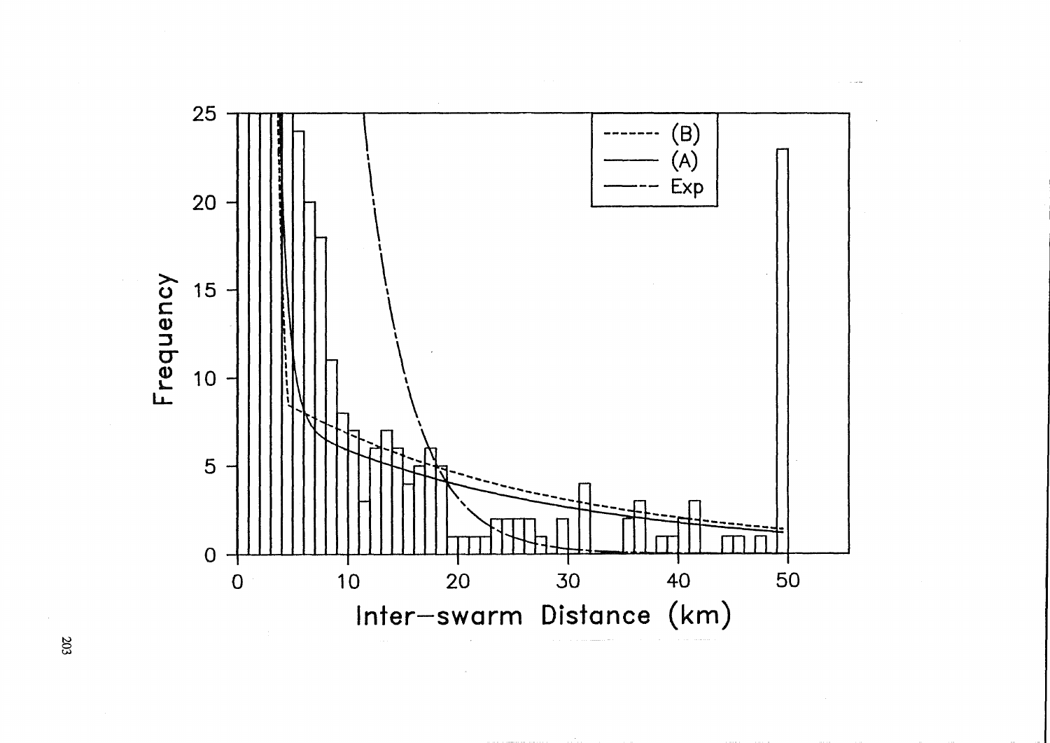(B)

(A)

Exp

Frequency

Inter–swarm Distance (km)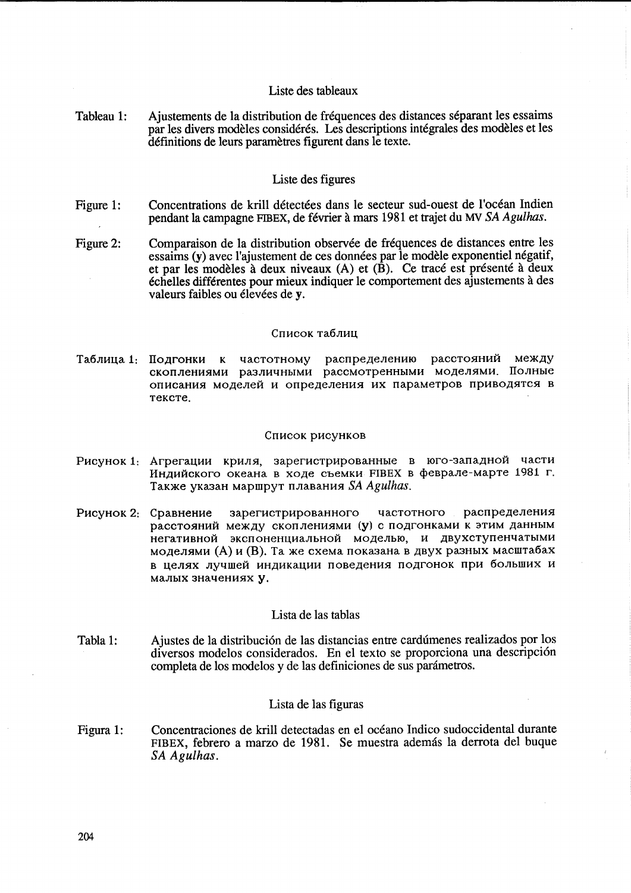## Liste des tableaux

Tableau 1: Ajustements de la distribution de fréquences des distances séparant les essaims par les divers modèles considérés. Les descriptions intégrales des modèles et les définitions de leurs paramètres figurent dans le texte.

## Liste des figures

Figure 1: Concentrations de krill détectées dans le secteur sud-ouest de l'océan Indien pendant la campagne FIBEX, de février à mars 1981 et trajet du MV *SA Agulhas*.

Figure 2: Comparaison de la distribution observée de fréquences de distances entre les essaims (**y**) avec l'ajustement de ces données par le modèle exponentiel négatif, et par les modèles à deux niveaux (A) et (B). Ce tracé est présenté à deux échelles différentes pour mieux indiquer le comportement des ajustements à des valeurs faibles ou élevées de **y**.

## Список таблиц

Таблица 1: Подгонки к частотному распределению расстояний между скоплениями различными рассмотренными моделями. Полные описания моделей и определения их параметров приводятся в тексте.

## Список рисунков

Рисунок 1: Агрегации криля, зарегистрированные в юго-западной части Индийского океана в ходе съемки FIBEX в феврале-марте 1981 г. Также указан маршрут плавания *SA Agulhas*.

Рисунок 2: Сравнение зарегистрированного частотного распределения расстояний между скоплениями (**y**) с подгонками к этим данным негативной экспоненциальной моделью, и двухступенчатыми моделями (A) и (B). Та же схема показана в двух разных масштабах в целях лучшей индикации поведения подгонок при больших и малых значениях **y**.

## Lista de las tablas

Tabla 1: Ajustes de la distribución de las distancias entre cardúmenes realizados por los diversos modelos considerados. En el texto se proporciona una descripción completa de los modelos y de las definiciones de sus parámetros.

## Lista de las figuras

Figura 1: Concentraciones de krill detectadas en el océano Indico sudoccidental durante FIBEX, febrero a marzo de 1981. Se muestra además la derrota del buque *SA Agulhas*.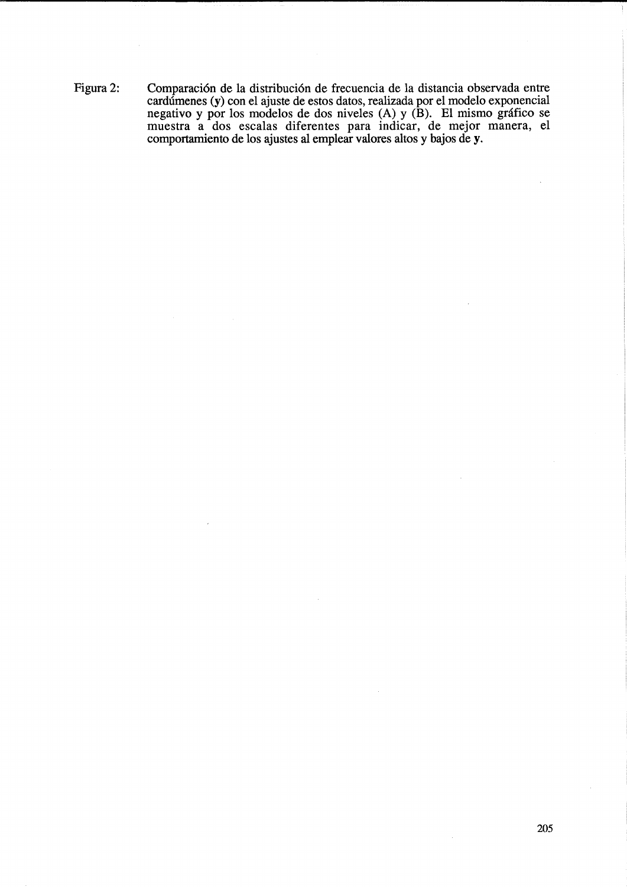Figura 2: Comparación de la distribución de frecuencia de la distancia observada entre cardúmenes (**y**) con el ajuste de estos datos, realizada por el modelo exponencial negativo y por los modelos de dos niveles (A) y (B). El mismo gráfico se muestra a dos escalas diferentes para indicar, de mejor manera, el comportamiento de los ajustes al emplear valores altos y bajos de **y**.